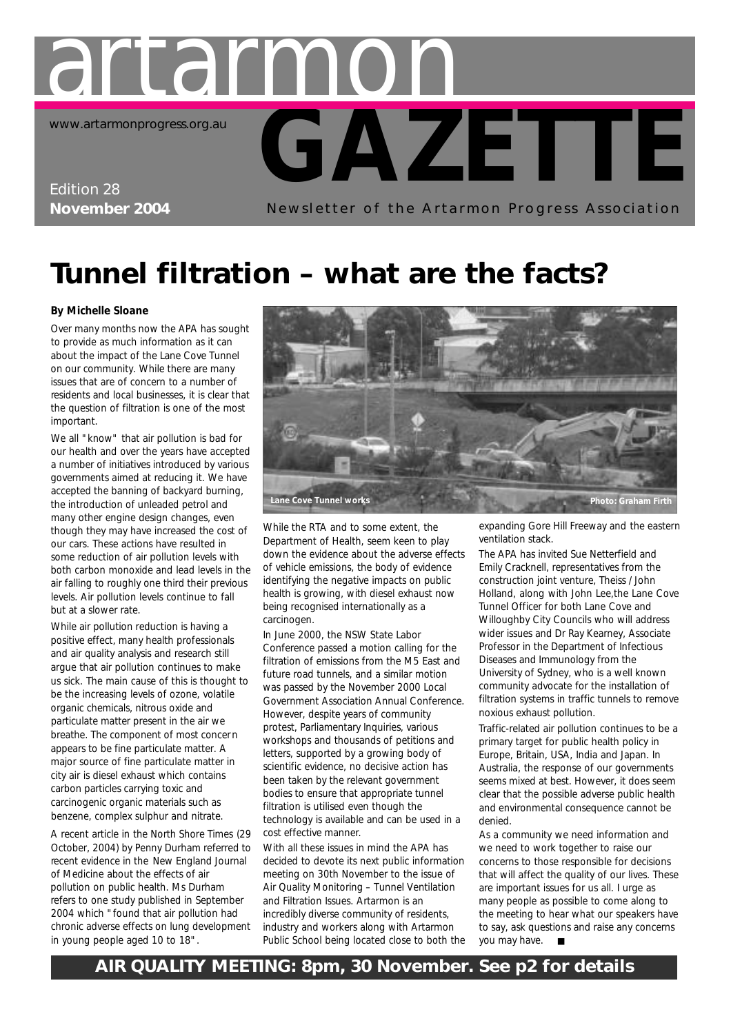# artarmon GAZETTE

www.artarmonprogress.org.au

Edition 28
**November 2004**

Newsletter of the Artarmon Progress Association

# Tunnel filtration – what are the facts?

**By Michelle Sloane**

Over many months now the APA has sought to provide as much information as it can about the impact of the Lane Cove Tunnel on our community. While there are many issues that are of concern to a number of residents and local businesses, it is clear that the question of filtration is one of the most important.

We all "know" that air pollution is bad for our health and over the years have accepted a number of initiatives introduced by various governments aimed at reducing it. We have accepted the banning of backyard burning, the introduction of unleaded petrol and many other engine design changes, even though they may have increased the cost of our cars. These actions have resulted in some reduction of air pollution levels with both carbon monoxide and lead levels in the air falling to roughly one third their previous levels. Air pollution levels continue to fall but at a slower rate.

While air pollution reduction is having a positive effect, many health professionals and air quality analysis and research still argue that air pollution continues to make us sick. The main cause of this is thought to be the increasing levels of ozone, volatile organic chemicals, nitrous oxide and particulate matter present in the air we breathe. The component of most concern appears to be fine particulate matter. A major source of fine particulate matter in city air is diesel exhaust which contains carbon particles carrying toxic and carcinogenic organic materials such as benzene, complex sulphur and nitrate.

A recent article in the North Shore Times (29 October, 2004) by Penny Durham referred to recent evidence in the New England Journal of Medicine about the effects of air pollution on public health. Ms Durham refers to one study published in September 2004 which "found that air pollution had chronic adverse effects on lung development in young people aged 10 to 18".

Lane Cove Tunnel works — Photo: Graham Firth

While the RTA and to some extent, the Department of Health, seem keen to play down the evidence about the adverse effects of vehicle emissions, the body of evidence identifying the negative impacts on public health is growing, with diesel exhaust now being recognised internationally as a carcinogen.

In June 2000, the NSW State Labor Conference passed a motion calling for the filtration of emissions from the M5 East and future road tunnels, and a similar motion was passed by the November 2000 Local Government Association Annual Conference. However, despite years of community protest, Parliamentary Inquiries, various workshops and thousands of petitions and letters, supported by a growing body of scientific evidence, no decisive action has been taken by the relevant government bodies to ensure that appropriate tunnel filtration is utilised even though the technology is available and can be used in a cost effective manner.

With all these issues in mind the APA has decided to devote its next public information meeting on 30th November to the issue of Air Quality Monitoring – Tunnel Ventilation and Filtration Issues. Artarmon is an incredibly diverse community of residents, industry and workers along with Artarmon Public School being located close to both the expanding Gore Hill Freeway and the eastern ventilation stack.

The APA has invited Sue Netterfield and Emily Cracknell, representatives from the construction joint venture, Theiss / John Holland, along with John Lee,the Lane Cove Tunnel Officer for both Lane Cove and Willoughby City Councils who will address wider issues and Dr Ray Kearney, Associate Professor in the Department of Infectious Diseases and Immunology from the University of Sydney, who is a well known community advocate for the installation of filtration systems in traffic tunnels to remove noxious exhaust pollution.

Traffic-related air pollution continues to be a primary target for public health policy in Europe, Britain, USA, India and Japan. In Australia, the response of our governments seems mixed at best. However, it does seem clear that the possible adverse public health and environmental consequence cannot be denied.

As a community we need information and we need to work together to raise our concerns to those responsible for decisions that will affect the quality of our lives. These are important issues for us all. I urge as many people as possible to come along to the meeting to hear what our speakers have to say, ask questions and raise any concerns you may have. ■

**AIR QUALITY MEETING: 8pm, 30 November. See p2 for details**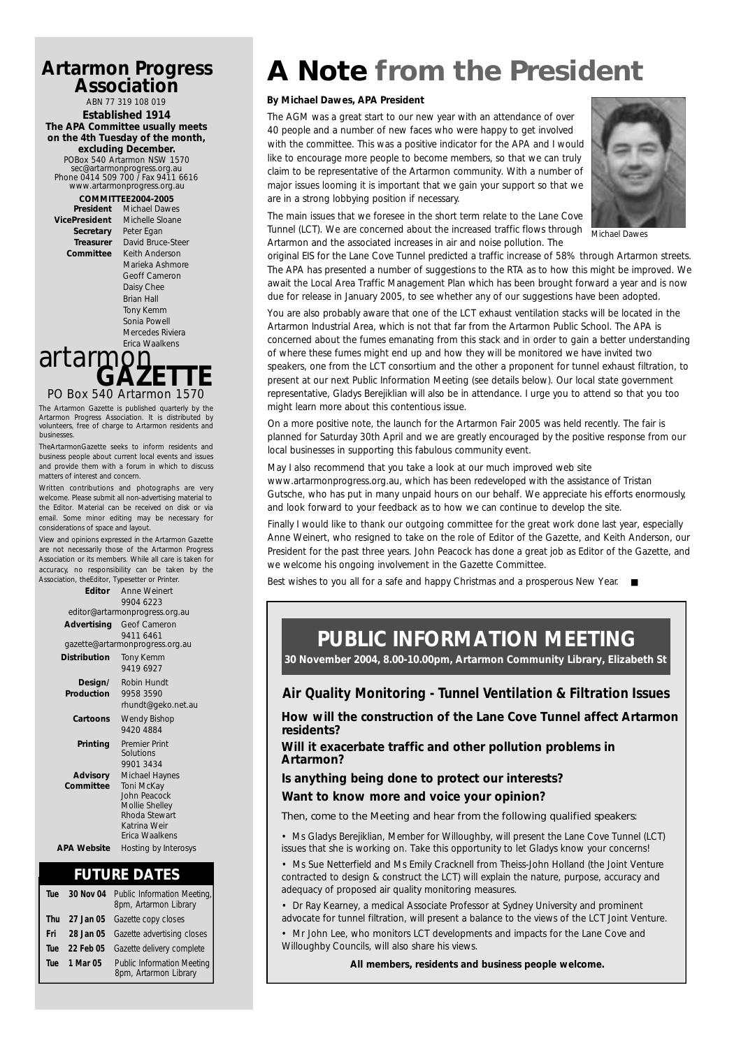## Artarmon Progress Association

ABN 77 319 108 019

**Established 1914**

**The APA Committee usually meets on the 4th Tuesday of the month, excluding December.**

POBox 540 Artarmon NSW 1570
sec@artarmonprogress.org.au
Phone 0414 509 700 / Fax 9411 6616
www.artarmonprogress.org.au

**COMMITTEE2004-2005**

| | |
|---|---|
| **President** | Michael Dawes |
| **VicePresident** | Michelle Sloane |
| **Secretary** | Peter Egan |
| **Treasurer** | David Bruce-Steer |
| **Committee** | Keith Anderson<br>Marieka Ashmore<br>Geoff Cameron<br>Daisy Chee<br>Brian Hall<br>Tony Kemm<br>Sonia Powell<br>Mercedes Riviera<br>Erica Waalkens |

## artarmon GAZETTE

PO Box 540 Artarmon 1570

The Artarmon Gazette is published quarterly by the Artarmon Progress Association. It is distributed by volunteers, free of charge to Artarmon residents and businesses.

TheArtarmonGazette seeks to inform residents and business people about current local events and issues and provide them with a forum in which to discuss matters of interest and concern.

Written contributions and photographs are very welcome. Please submit all non-advertising material to the Editor. Material can be received on disk or via email. Some minor editing may be necessary for considerations of space and layout.

View and opinions expressed in the Artarmon Gazette are not necessarily those of the Artarmon Progress Association or its members. While all care is taken for accuracy, no responsibility can be taken by the Association, theEditor, Typesetter or Printer.

| | |
|---|---|
| **Editor** | Anne Weinert<br>9904 6223<br>editor@artarmonprogress.org.au |
| **Advertising** | Geof Cameron<br>9411 6461<br>gazette@artarmonprogress.org.au |
| **Distribution** | Tony Kemm<br>9419 6927 |
| **Design/ Production** | Robin Hundt<br>9958 3590<br>rhundt@geko.net.au |
| **Cartoons** | Wendy Bishop<br>9420 4884 |
| **Printing** | Premier Print Solutions<br>9901 3434 |
| **Advisory Committee** | Michael Haynes<br>Toni McKay<br>John Peacock<br>Mollie Shelley<br>Rhoda Stewart<br>Katrina Weir<br>Erica Waalkens |
| **APA Website** | Hosting by Interosys |

## FUTURE DATES

| | | |
|---|---|---|
| Tue | 30 Nov 04 | Public Information Meeting, 8pm, Artarmon Library |
| Thu | 27 Jan 05 | Gazette copy closes |
| Fri | 28 Jan 05 | Gazette advertising closes |
| Tue | 22 Feb 05 | Gazette delivery complete |
| Tue | 1 Mar 05 | Public Information Meeting 8pm, Artarmon Library |

# A Note from the President

**By Michael Dawes, APA President**

The AGM was a great start to our new year with an attendance of over 40 people and a number of new faces who were happy to get involved with the committee. This was a positive indicator for the APA and I would like to encourage more people to become members, so that we can truly claim to be representative of the Artarmon community. With a number of major issues looming it is important that we gain your support so that we are in a strong lobbying position if necessary.

Michael Dawes

The main issues that we foresee in the short term relate to the Lane Cove Tunnel (LCT). We are concerned about the increased traffic flows through Artarmon and the associated increases in air and noise pollution. The original EIS for the Lane Cove Tunnel predicted a traffic increase of 58% through Artarmon streets. The APA has presented a number of suggestions to the RTA as to how this might be improved. We await the Local Area Traffic Management Plan which has been brought forward a year and is now due for release in January 2005, to see whether any of our suggestions have been adopted.

You are also probably aware that one of the LCT exhaust ventilation stacks will be located in the Artarmon Industrial Area, which is not that far from the Artarmon Public School. The APA is concerned about the fumes emanating from this stack and in order to gain a better understanding of where these fumes might end up and how they will be monitored we have invited two speakers, one from the LCT consortium and the other a proponent for tunnel exhaust filtration, to present at our next Public Information Meeting (see details below). Our local state government representative, Gladys Berejiklian will also be in attendance. I urge you to attend so that you too might learn more about this contentious issue.

On a more positive note, the launch for the Artarmon Fair 2005 was held recently. The fair is planned for Saturday 30th April and we are greatly encouraged by the positive response from our local businesses in supporting this fabulous community event.

May I also recommend that you take a look at our much improved web site www.artarmonprogress.org.au, which has been redeveloped with the assistance of Tristan Gutsche, who has put in many unpaid hours on our behalf. We appreciate his efforts enormously, and look forward to your feedback as to how we can continue to develop the site.

Finally I would like to thank our outgoing committee for the great work done last year, especially Anne Weinert, who resigned to take on the role of Editor of the Gazette, and Keith Anderson, our President for the past three years. John Peacock has done a great job as Editor of the Gazette, and we welcome his ongoing involvement in the Gazette Committee.

Best wishes to you all for a safe and happy Christmas and a prosperous New Year. ■

## PUBLIC INFORMATION MEETING

**30 November 2004, 8.00-10.00pm, Artarmon Community Library, Elizabeth St**

### Air Quality Monitoring - Tunnel Ventilation & Filtration Issues

**How will the construction of the Lane Cove Tunnel affect Artarmon residents?**

**Will it exacerbate traffic and other pollution problems in Artarmon?**

**Is anything being done to protect our interests?**

**Want to know more and voice your opinion?**

Then, come to the Meeting and hear from the following qualified speakers:

- Ms Gladys Berejiklian, Member for Willoughby, will present the Lane Cove Tunnel (LCT) issues that she is working on. Take this opportunity to let Gladys know your concerns!
- Ms Sue Netterfield and Ms Emily Cracknell from Theiss-John Holland (the Joint Venture contracted to design & construct the LCT) will explain the nature, purpose, accuracy and adequacy of proposed air quality monitoring measures.
- Dr Ray Kearney, a medical Associate Professor at Sydney University and prominent advocate for tunnel filtration, will present a balance to the views of the LCT Joint Venture.
- Mr John Lee, who monitors LCT developments and impacts for the Lane Cove and Willoughby Councils, will also share his views.

**All members, residents and business people welcome.**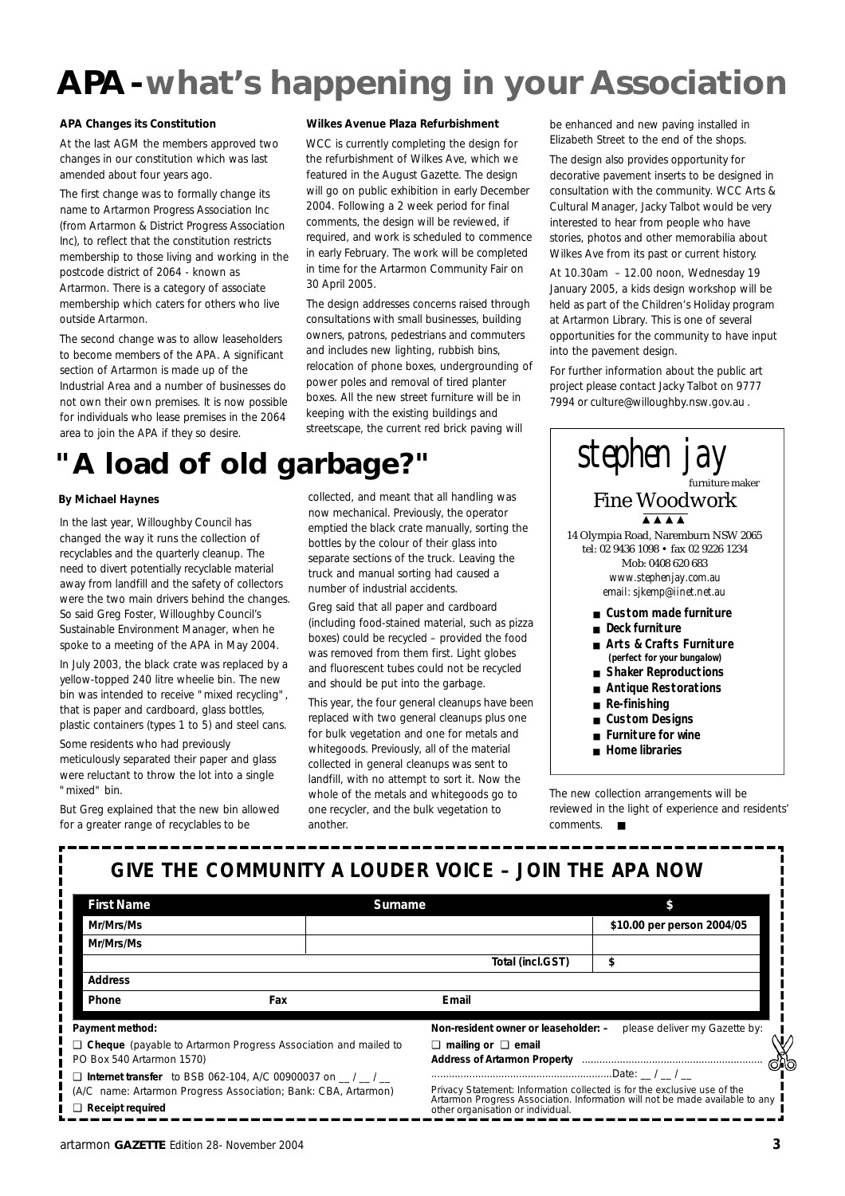# APA - what's happening in your Association

### APA Changes its Constitution

At the last AGM the members approved two changes in our constitution which was last amended about four years ago.

The first change was to formally change its name to Artarmon Progress Association Inc (from Artarmon & District Progress Association Inc), to reflect that the constitution restricts membership to those living and working in the postcode district of 2064 - known as Artarmon. There is a category of associate membership which caters for others who live outside Artarmon.

The second change was to allow leaseholders to become members of the APA. A significant section of Artarmon is made up of the Industrial Area and a number of businesses do not own their own premises. It is now possible for individuals who lease premises in the 2064 area to join the APA if they so desire.

### Wilkes Avenue Plaza Refurbishment

WCC is currently completing the design for the refurbishment of Wilkes Ave, which we featured in the August Gazette. The design will go on public exhibition in early December 2004. Following a 2 week period for final comments, the design will be reviewed, if required, and work is scheduled to commence in early February. The work will be completed in time for the Artarmon Community Fair on 30 April 2005.

The design addresses concerns raised through consultations with small businesses, building owners, patrons, pedestrians and commuters and includes new lighting, rubbish bins, relocation of phone boxes, undergrounding of power poles and removal of tired planter boxes. All the new street furniture will be in keeping with the existing buildings and streetscape, the current red brick paving will be enhanced and new paving installed in Elizabeth Street to the end of the shops.

The design also provides opportunity for decorative pavement inserts to be designed in consultation with the community. WCC Arts & Cultural Manager, Jacky Talbot would be very interested to hear from people who have stories, photos and other memorabilia about Wilkes Ave from its past or current history.

At 10.30am – 12.00 noon, Wednesday 19 January 2005, a kids design workshop will be held as part of the Children's Holiday program at Artarmon Library. This is one of several opportunities for the community to have input into the pavement design.

For further information about the public art project please contact Jacky Talbot on 9777 7994 or culture@willoughby.nsw.gov.au .

# "A load of old garbage?"

**By Michael Haynes**

In the last year, Willoughby Council has changed the way it runs the collection of recyclables and the quarterly cleanup. The need to divert potentially recyclable material away from landfill and the safety of collectors were the two main drivers behind the changes. So said Greg Foster, Willoughby Council's Sustainable Environment Manager, when he spoke to a meeting of the APA in May 2004.

In July 2003, the black crate was replaced by a yellow-topped 240 litre wheelie bin. The new bin was intended to receive "mixed recycling", that is paper and cardboard, glass bottles, plastic containers (types 1 to 5) and steel cans.

Some residents who had previously meticulously separated their paper and glass were reluctant to throw the lot into a single "mixed" bin.

But Greg explained that the new bin allowed for a greater range of recyclables to be collected, and meant that all handling was now mechanical. Previously, the operator emptied the black crate manually, sorting the bottles by the colour of their glass into separate sections of the truck. Leaving the truck and manual sorting had caused a number of industrial accidents.

Greg said that all paper and cardboard (including food-stained material, such as pizza boxes) could be recycled – provided the food was removed from them first. Light globes and fluorescent tubes could not be recycled and should be put into the garbage.

This year, the four general cleanups have been replaced with two general cleanups plus one for bulk vegetation and one for metals and whitegoods. Previously, all of the material collected in general cleanups was sent to landfill, with no attempt to sort it. Now the whole of the metals and whitegoods go to one recycler, and the bulk vegetation to another.

The new collection arrangements will be reviewed in the light of experience and residents' comments. ■

---

*stephen jay*
furniture maker
**Fine Woodwork**

14 Olympia Road, Naremburn NSW 2065
tel: 02 9436 1098 • fax 02 9226 1234
Mob: 0408 620 683
*www.stephenjay.com.au*
*email: sjkemp@iinet.net.au*

- **Custom made furniture**
- **Deck furniture**
- **Arts & Crafts Furniture** (perfect for your bungalow)
- **Shaker Reproductions**
- **Antique Restorations**
- **Re-finishing**
- **Custom Designs**
- **Furniture for wine**
- **Home libraries**

---

## GIVE THE COMMUNITY A LOUDER VOICE – JOIN THE APA NOW

| First Name | Surname | $ |
|---|---|---|
| Mr/Mrs/Ms | | $10.00 per person 2004/05 |
| Mr/Mrs/Ms | | |
| | Total (incl.GST) | $ |
| Address | | |
| Phone &nbsp;&nbsp; Fax | Email | |

**Payment method:**

❑ **Cheque** (payable to Artarmon Progress Association and mailed to PO Box 540 Artarmon 1570)

❑ **Internet transfer** to BSB 062-104, A/C 00900037 on __ / __ / __ (A/C name: Artarmon Progress Association; Bank: CBA, Artarmon)

❑ **Receipt required**

**Non-resident owner or leaseholder: –** please deliver my Gazette by:

❑ **mailing or** ❑ **email**

**Address of Artarmon Property** ..............................................................

..............................................................Date: __ / __ / __

Privacy Statement: Information collected is for the exclusive use of the Artarmon Progress Association. Information will not be made available to any other organisation or individual.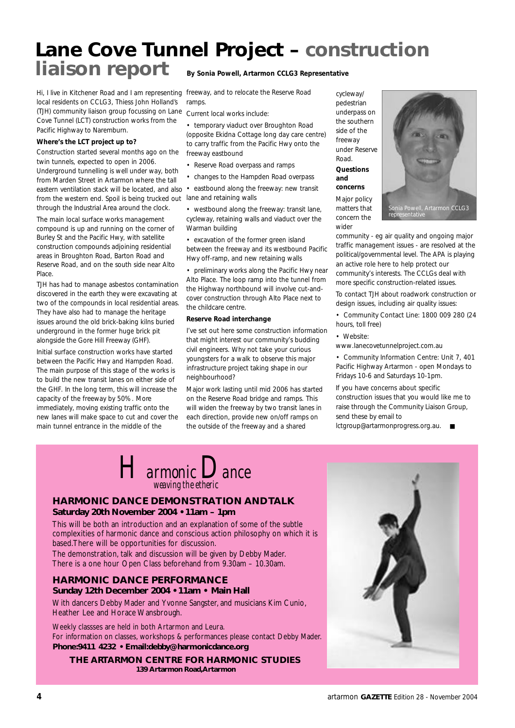# Lane Cove Tunnel Project – construction liaison report

**By Sonia Powell, Artarmon CCLG3 Representative**

Hi, I live in Kitchener Road and I am representing local residents on CCLG3, Thiess John Holland's (TJH) community liaison group focussing on Lane Cove Tunnel (LCT) construction works from the Pacific Highway to Naremburn.

**Where's the LCT project up to?**

Construction started several months ago on the twin tunnels, expected to open in 2006. Underground tunnelling is well under way, both from Marden Street in Artarmon where the tall eastern ventilation stack will be located, and also from the western end. Spoil is being trucked out through the Industrial Area around the clock.

The main local surface works management compound is up and running on the corner of Burley St and the Pacific Hwy, with satellite construction compounds adjoining residential areas in Broughton Road, Barton Road and Reserve Road, and on the south side near Alto Place.

TJH has had to manage asbestos contamination discovered in the earth they were excavating at two of the compounds in local residential areas. They have also had to manage the heritage issues around the old brick-baking kilns buried underground in the former huge brick pit alongside the Gore Hill Freeway (GHF).

Initial surface construction works have started between the Pacific Hwy and Hampden Road. The main purpose of this stage of the works is to build the new transit lanes on either side of the GHF. In the long term, this will increase the capacity of the freeway by 50%. More immediately, moving existing traffic onto the new lanes will make space to cut and cover the main tunnel entrance in the middle of the freeway, and to relocate the Reserve Road ramps.

Current local works include:

- temporary viaduct over Broughton Road (opposite Ekidna Cottage long day care centre) to carry traffic from the Pacific Hwy onto the freeway eastbound
- Reserve Road overpass and ramps
- changes to the Hampden Road overpass
- eastbound along the freeway: new transit lane and retaining walls
- westbound along the freeway: transit lane, cycleway, retaining walls and viaduct over the Warman building
- excavation of the former green island between the freeway and its westbound Pacific Hwy off-ramp, and new retaining walls
- preliminary works along the Pacific Hwy near Alto Place. The loop ramp into the tunnel from the Highway northbound will involve cut-and-cover construction through Alto Place next to the childcare centre.

**Reserve Road interchange**

I've set out here some construction information that might interest our community's budding civil engineers. Why not take your curious youngsters for a walk to observe this major infrastructure project taking shape in our neighbourhood?

Major work lasting until mid 2006 has started on the Reserve Road bridge and ramps. This will widen the freeway by two transit lanes in each direction, provide new on/off ramps on the outside of the freeway and a shared cycleway/pedestrian underpass on the southern side of the freeway under Reserve Road.

**Questions and concerns**

Major policy matters that concern the wider community - eg air quality and ongoing major traffic management issues - are resolved at the political/governmental level. The APA is playing an active role here to help protect our community's interests. The CCLGs deal with more specific construction-related issues.

Sonia Powell, Artarmon CCLG3 representative

To contact TJH about roadwork construction or design issues, including air quality issues:

- Community Contact Line: 1800 009 280 (24 hours, toll free)
- Website: www.lanecovetunnelproject.com.au
- Community Information Centre: Unit 7, 401 Pacific Highway Artarmon - open Mondays to Fridays 10-6 and Saturdays 10-1pm.

If you have concerns about specific construction issues that you would like me to raise through the Community Liaison Group, send these by email to lctgroup@artarmonprogress.org.au.

---

# Harmonic Dance

*weaving the etheric*

## HARMONIC DANCE DEMONSTRATION AND TALK

**Saturday 20th November 2004 • 11am – 1pm**

This will be both an introduction and an explanation of some of the subtle complexities of harmonic dance and conscious action philosophy on which it is based.There will be opportunities for discussion.

The demonstration, talk and discussion will be given by Debby Mader. There is a one hour Open Class beforehand from 9.30am – 10.30am.

## HARMONIC DANCE PERFORMANCE

**Sunday 12th December 2004 • 11am • Main Hall**

With dancers Debby Mader and Yvonne Sangster, and musicians Kim Cunio, Heather Lee and Horace Wansbrough.

Weekly classses are held in both Artarmon and Leura.
For information on classes, workshops & performances please contact Debby Mader.
**Phone:9411 4232 • Email:debby@harmonicdance.org**

**THE ARTARMON CENTRE FOR HARMONIC STUDIES**
**139 Artarmon Road,Artarmon**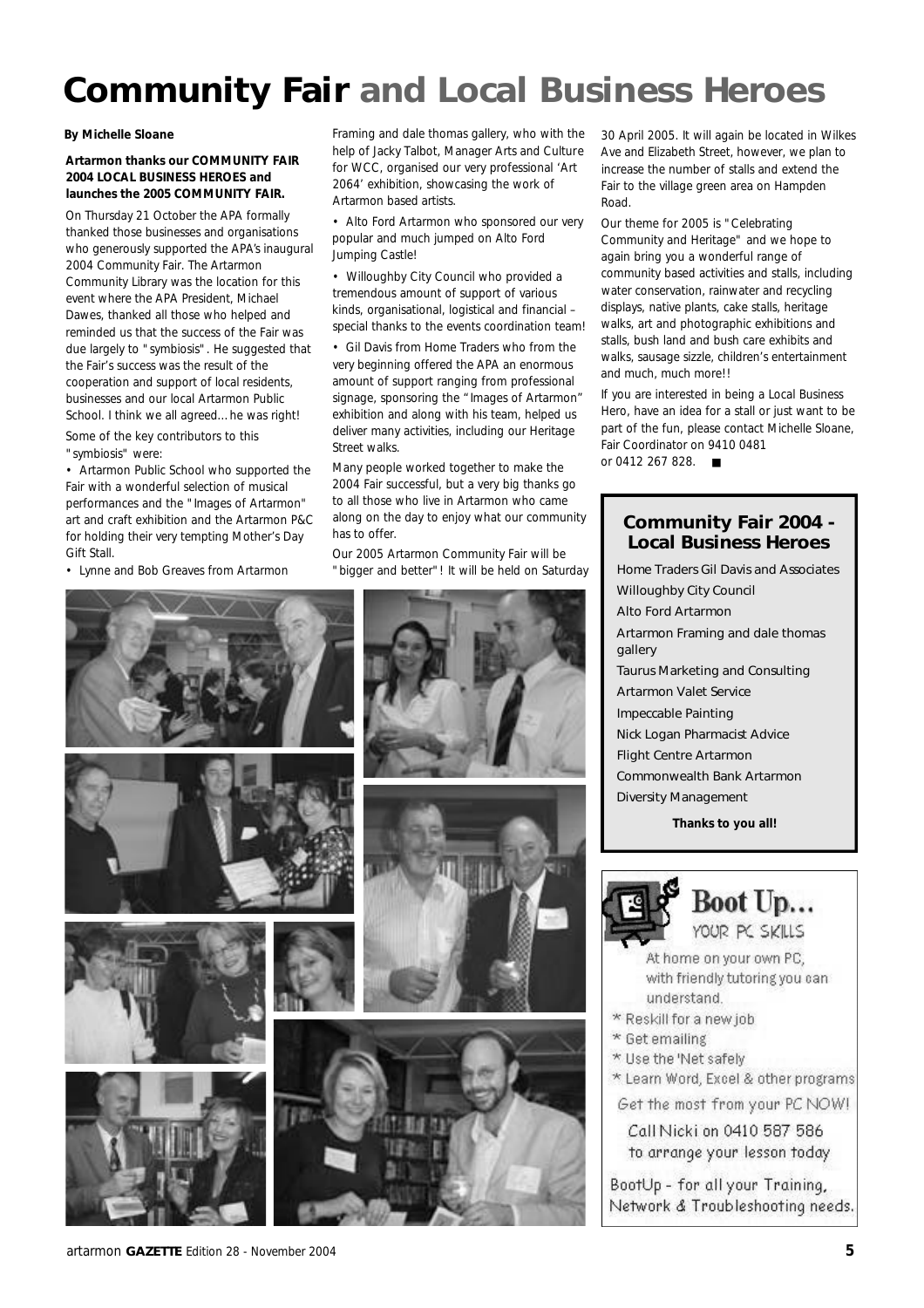# Community Fair and Local Business Heroes

**By Michelle Sloane**

**Artarmon thanks our COMMUNITY FAIR 2004 LOCAL BUSINESS HEROES and launches the 2005 COMMUNITY FAIR.**

On Thursday 21 October the APA formally thanked those businesses and organisations who generously supported the APA's inaugural 2004 Community Fair. The Artarmon Community Library was the location for this event where the APA President, Michael Dawes, thanked all those who helped and reminded us that the success of the Fair was due largely to "symbiosis". He suggested that the Fair's success was the result of the cooperation and support of local residents, businesses and our local Artarmon Public School. I think we all agreed… he was right!

Some of the key contributors to this "symbiosis" were:

- Artarmon Public School who supported the Fair with a wonderful selection of musical performances and the "Images of Artarmon" art and craft exhibition and the Artarmon P&C for holding their very tempting Mother's Day Gift Stall.
- Lynne and Bob Greaves from Artarmon Framing and dale thomas gallery, who with the help of Jacky Talbot, Manager Arts and Culture for WCC, organised our very professional 'Art 2064' exhibition, showcasing the work of Artarmon based artists.
- Alto Ford Artarmon who sponsored our very popular and much jumped on Alto Ford Jumping Castle!
- Willoughby City Council who provided a tremendous amount of support of various kinds, organisational, logistical and financial – special thanks to the events coordination team!
- Gil Davis from Home Traders who from the very beginning offered the APA an enormous amount of support ranging from professional signage, sponsoring the "Images of Artarmon" exhibition and along with his team, helped us deliver many activities, including our Heritage Street walks.

Many people worked together to make the 2004 Fair successful, but a very big thanks go to all those who live in Artarmon who came along on the day to enjoy what our community has to offer.

Our 2005 Artarmon Community Fair will be "bigger and better"! It will be held on Saturday 30 April 2005. It will again be located in Wilkes Ave and Elizabeth Street, however, we plan to increase the number of stalls and extend the Fair to the village green area on Hampden Road.

Our theme for 2005 is "Celebrating Community and Heritage" and we hope to again bring you a wonderful range of community based activities and stalls, including water conservation, rainwater and recycling displays, native plants, cake stalls, heritage walks, art and photographic exhibitions and stalls, bush land and bush care exhibits and walks, sausage sizzle, children's entertainment and much, much more!!

If you are interested in being a Local Business Hero, have an idea for a stall or just want to be part of the fun, please contact Michelle Sloane, Fair Coordinator on 9410 0481 or 0412 267 828. ■

## Community Fair 2004 - Local Business Heroes

Home Traders Gil Davis and Associates
Willoughby City Council
Alto Ford Artarmon
Artarmon Framing and dale thomas gallery
Taurus Marketing and Consulting
Artarmon Valet Service
Impeccable Painting
Nick Logan Pharmacist Advice
Flight Centre Artarmon
Commonwealth Bank Artarmon
Diversity Management

**Thanks to you all!**

## Boot Up… YOUR PC SKILLS

At home on your own PC, with friendly tutoring you can understand.

- Reskill for a new job
- Get emailing
- Use the 'Net safely
- Learn Word, Excel & other programs

Get the most from your PC NOW!

Call Nicki on 0410 587 586 to arrange your lesson today

BootUp - for all your Training, Network & Troubleshooting needs.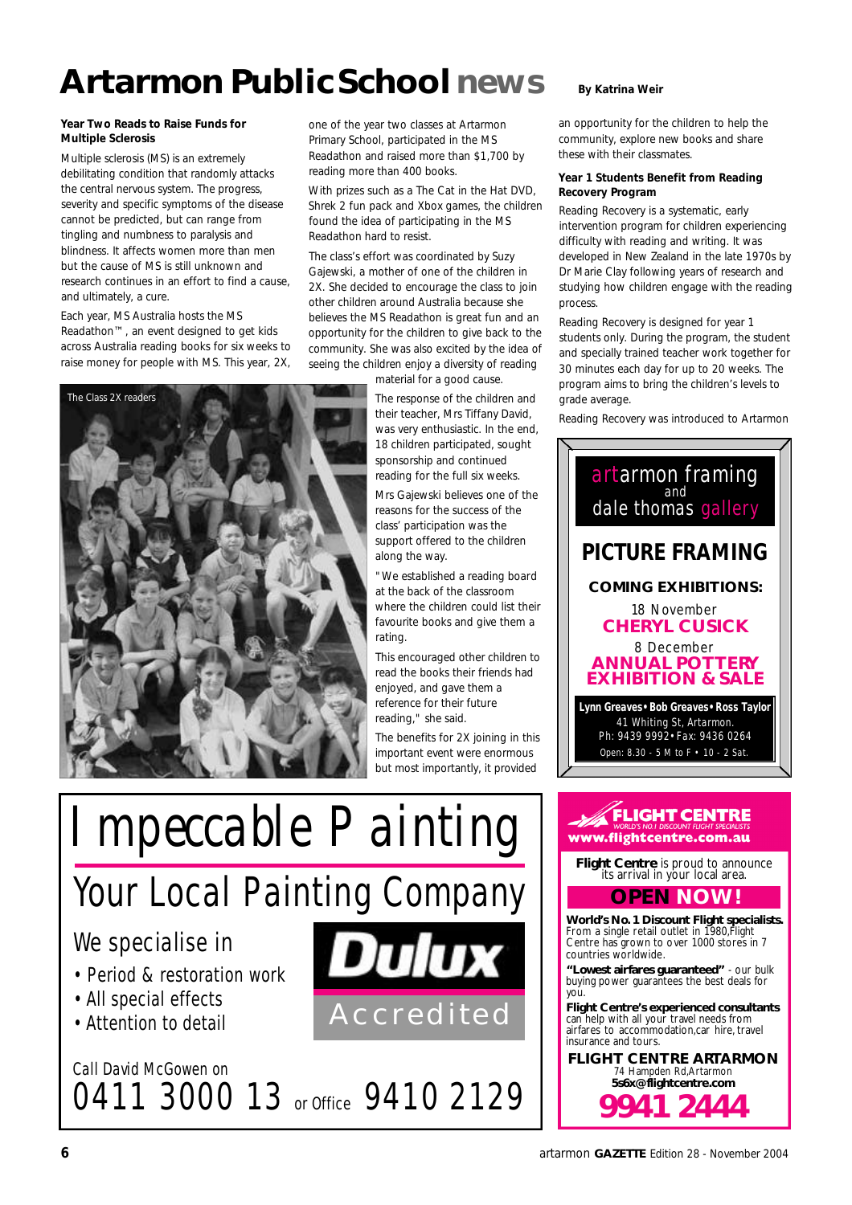# Artarmon Public School news

**By Katrina Weir**

### Year Two Reads to Raise Funds for Multiple Sclerosis

Multiple sclerosis (MS) is an extremely debilitating condition that randomly attacks the central nervous system. The progress, severity and specific symptoms of the disease cannot be predicted, but can range from tingling and numbness to paralysis and blindness. It affects women more than men but the cause of MS is still unknown and research continues in an effort to find a cause, and ultimately, a cure.

Each year, MS Australia hosts the MS Readathon™, an event designed to get kids across Australia reading books for six weeks to raise money for people with MS. This year, 2X, one of the year two classes at Artarmon Primary School, participated in the MS Readathon and raised more than $1,700 by reading more than 400 books.

With prizes such as a The Cat in the Hat DVD, Shrek 2 fun pack and Xbox games, the children found the idea of participating in the MS Readathon hard to resist.

The class's effort was coordinated by Suzy Gajewski, a mother of one of the children in 2X. She decided to encourage the class to join other children around Australia because she believes the MS Readathon is great fun and an opportunity for the children to give back to the community. She was also excited by the idea of seeing the children enjoy a diversity of reading material for a good cause.

The Class 2X readers

The response of the children and their teacher, Mrs Tiffany David, was very enthusiastic. In the end, 18 children participated, sought sponsorship and continued reading for the full six weeks.

Mrs Gajewski believes one of the reasons for the success of the class' participation was the support offered to the children along the way.

"We established a reading board at the back of the classroom where the children could list their favourite books and give them a rating.

This encouraged other children to read the books their friends had enjoyed, and gave them a reference for their future reading," she said.

The benefits for 2X joining in this important event were enormous but most importantly, it provided an opportunity for the children to help the community, explore new books and share these with their classmates.

### Year 1 Students Benefit from Reading Recovery Program

Reading Recovery is a systematic, early intervention program for children experiencing difficulty with reading and writing. It was developed in New Zealand in the late 1970s by Dr Marie Clay following years of research and studying how children engage with the reading process.

Reading Recovery is designed for year 1 students only. During the program, the student and specially trained teacher work together for 30 minutes each day for up to 20 weeks. The program aims to bring the children's levels to grade average.

Reading Recovery was introduced to Artarmon

---

**artarmon framing** and **dale thomas gallery**

## PICTURE FRAMING

**COMING EXHIBITIONS:**

18 November
**CHERYL CUSICK**

8 December
**ANNUAL POTTERY EXHIBITION & SALE**

**Lynn Greaves • Bob Greaves • Ross Taylor**
41 Whiting St, Artarmon.
Ph: 9439 9992 • Fax: 9436 0264
Open: 8.30 - 5 M to F • 10 - 2 Sat.

---

# Impeccable Painting

## Your Local Painting Company

We specialise in

- Period & restoration work
- All special effects
- Attention to detail

**Dulux** Accredited

Call David McGowen on
0411 3000 13 or Office 9410 2129

---

**FLIGHT CENTRE**
WORLD'S NO.1 DISCOUNT FLIGHT SPECIALISTS
**www.flightcentre.com.au**

**Flight Centre** is proud to announce its arrival in your local area.

**OPEN NOW!**

**World's No. 1 Discount Flight specialists.** From a single retail outlet in 1980,Flight Centre has grown to over 1000 stores in 7 countries worldwide.

**"Lowest airfares guaranteed"** - our bulk buying power guarantees the best deals for you.

**Flight Centre's experienced consultants** can help with all your travel needs from airfares to accommodation,car hire, travel insurance and tours.

**FLIGHT CENTRE ARTARMON**
74 Hampden Rd,Artarmon
**5s6x@flightcentre.com**
**9941 2444**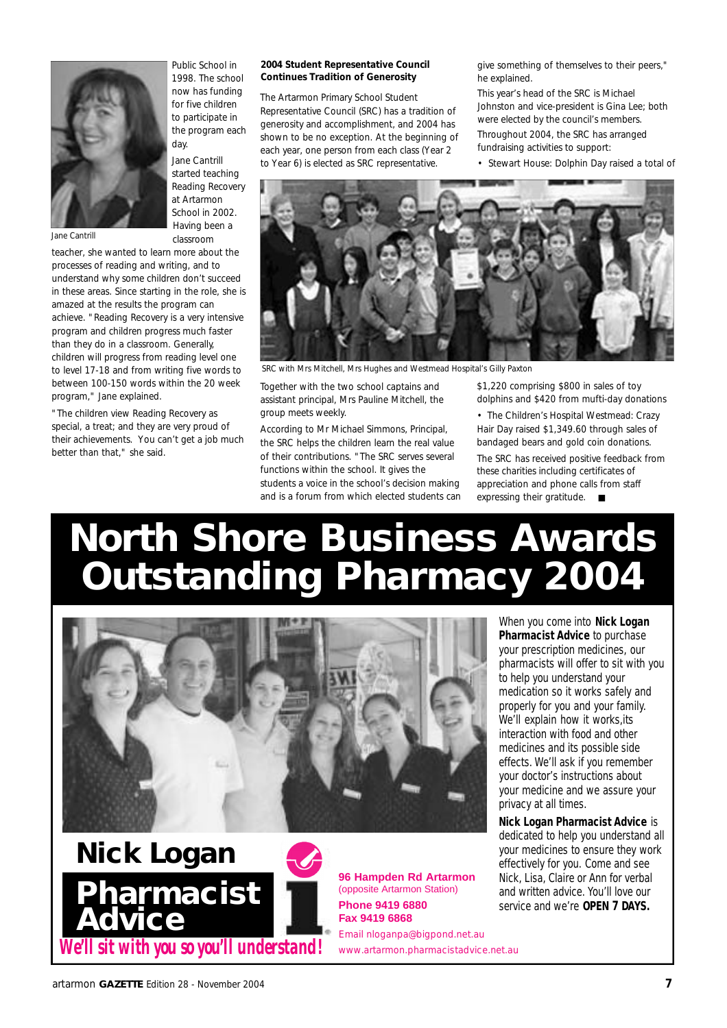Public School in 1998. The school now has funding for five children to participate in the program each day.

Jane Cantrill

Jane Cantrill started teaching Reading Recovery at Artarmon School in 2002. Having been a classroom teacher, she wanted to learn more about the processes of reading and writing, and to understand why some children don't succeed in these areas. Since starting in the role, she is amazed at the results the program can achieve. "Reading Recovery is a very intensive program and children progress much faster than they do in a classroom. Generally, children will progress from reading level one to level 17-18 and from writing five words to between 100-150 words within the 20 week program," Jane explained.

"The children view Reading Recovery as special, a treat; and they are very proud of their achievements. You can't get a job much better than that," she said.

### 2004 Student Representative Council Continues Tradition of Generosity

The Artarmon Primary School Student Representative Council (SRC) has a tradition of generosity and accomplishment, and 2004 has shown to be no exception. At the beginning of each year, one person from each class (Year 2 to Year 6) is elected as SRC representative.

SRC with Mrs Mitchell, Mrs Hughes and Westmead Hospital's Gilly Paxton

Together with the two school captains and assistant principal, Mrs Pauline Mitchell, the group meets weekly.

According to Mr Michael Simmons, Principal, the SRC helps the children learn the real value of their contributions. "The SRC serves several functions within the school. It gives the students a voice in the school's decision making and is a forum from which elected students can give something of themselves to their peers," he explained.

This year's head of the SRC is Michael Johnston and vice-president is Gina Lee; both were elected by the council's members.

Throughout 2004, the SRC has arranged fundraising activities to support:

- Stewart House: Dolphin Day raised a total of $1,220 comprising $800 in sales of toy dolphins and $420 from mufti-day donations
- The Children's Hospital Westmead: Crazy Hair Day raised $1,349.60 through sales of bandaged bears and gold coin donations.

The SRC has received positive feedback from these charities including certificates of appreciation and phone calls from staff expressing their gratitude. ■

# North Shore Business Awards Outstanding Pharmacy 2004

When you come into **Nick Logan Pharmacist Advice** to purchase your prescription medicines, our pharmacists will offer to sit with you to help you understand your medication so it works safely and properly for you and your family. We'll explain how it works,its interaction with food and other medicines and its possible side effects. We'll ask if you remember your doctor's instructions about your medicine and we assure your privacy at all times.

**Nick Logan Pharmacist Advice** is dedicated to help you understand all your medicines to ensure they work effectively for you. Come and see Nick, Lisa, Claire or Ann for verbal and written advice. You'll love our service and we're **OPEN 7 DAYS.**

## Nick Logan Pharmacist Advice

***We'll sit with you so you'll understand!***

**96 Hampden Rd Artarmon**
(opposite Artarmon Station)
**Phone 9419 6880**
**Fax 9419 6868**
Email nloganpa@bigpond.net.au
www.artarmon.pharmacistadvice.net.au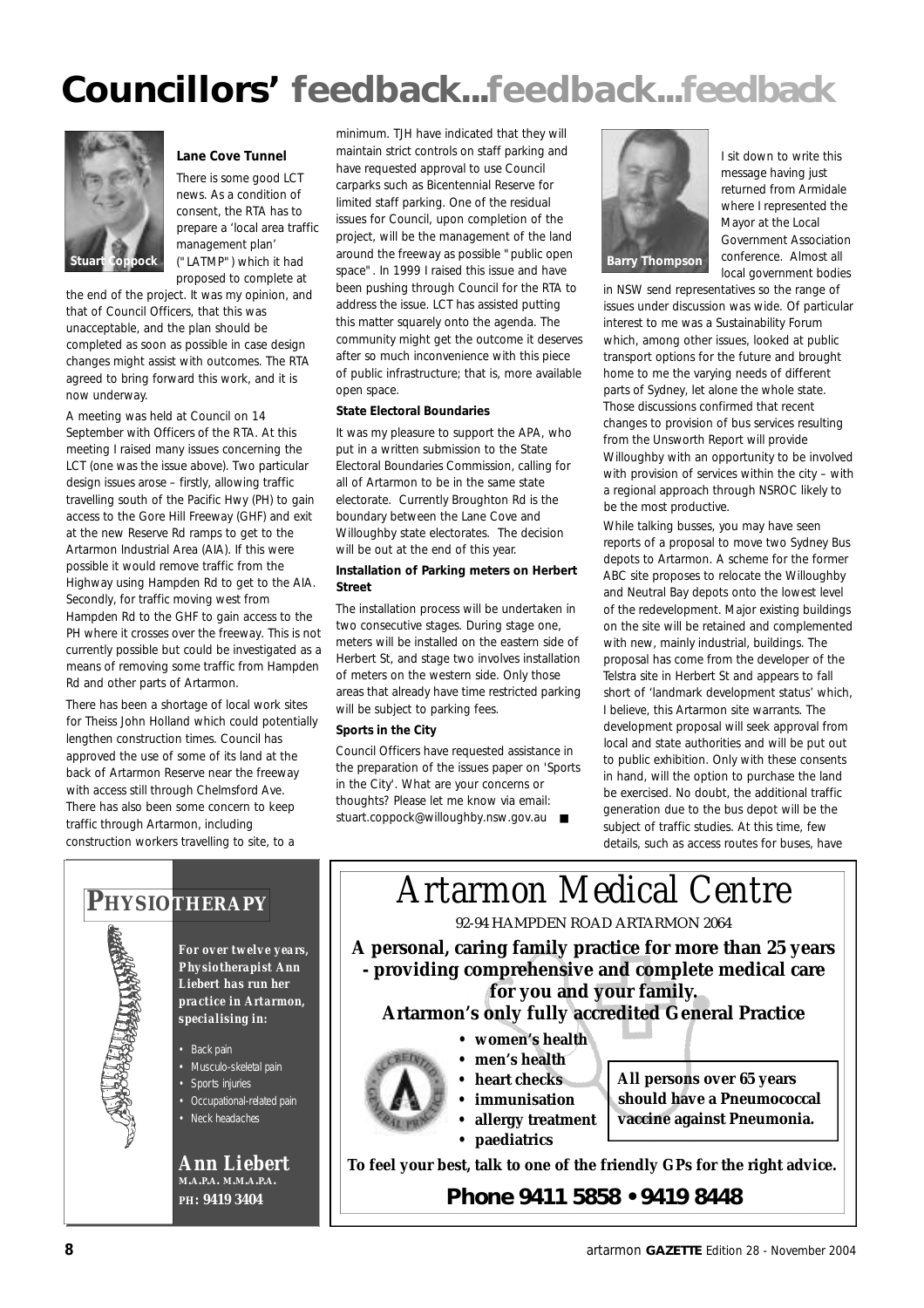# Councillors' feedback...feedback...feedback

Stuart Coppock

### Lane Cove Tunnel

There is some good LCT news. As a condition of consent, the RTA has to prepare a 'local area traffic management plan' ("LATMP") which it had proposed to complete at the end of the project. It was my opinion, and that of Council Officers, that this was unacceptable, and the plan should be completed as soon as possible in case design changes might assist with outcomes. The RTA agreed to bring forward this work, and it is now underway.

A meeting was held at Council on 14 September with Officers of the RTA. At this meeting I raised many issues concerning the LCT (one was the issue above). Two particular design issues arose – firstly, allowing traffic travelling south of the Pacific Hwy (PH) to gain access to the Gore Hill Freeway (GHF) and exit at the new Reserve Rd ramps to get to the Artarmon Industrial Area (AIA). If this were possible it would remove traffic from the Highway using Hampden Rd to get to the AIA. Secondly, for traffic moving west from Hampden Rd to the GHF to gain access to the PH where it crosses over the freeway. This is not currently possible but could be investigated as a means of removing some traffic from Hampden Rd and other parts of Artarmon.

There has been a shortage of local work sites for Theiss John Holland which could potentially lengthen construction times. Council has approved the use of some of its land at the back of Artarmon Reserve near the freeway with access still through Chelmsford Ave. There has also been some concern to keep traffic through Artarmon, including construction workers travelling to site, to a minimum. TJH have indicated that they will maintain strict controls on staff parking and have requested approval to use Council carparks such as Bicentennial Reserve for limited staff parking. One of the residual issues for Council, upon completion of the project, will be the management of the land around the freeway as possible "public open space". In 1999 I raised this issue and have been pushing through Council for the RTA to address the issue. LCT has assisted putting this matter squarely onto the agenda. The community might get the outcome it deserves after so much inconvenience with this piece of public infrastructure; that is, more available open space.

### State Electoral Boundaries

It was my pleasure to support the APA, who put in a written submission to the State Electoral Boundaries Commission, calling for all of Artarmon to be in the same state electorate. Currently Broughton Rd is the boundary between the Lane Cove and Willoughby state electorates. The decision will be out at the end of this year.

### Installation of Parking meters on Herbert Street

The installation process will be undertaken in two consecutive stages. During stage one, meters will be installed on the eastern side of Herbert St, and stage two involves installation of meters on the western side. Only those areas that already have time restricted parking will be subject to parking fees.

### Sports in the City

Council Officers have requested assistance in the preparation of the issues paper on 'Sports in the City'. What are your concerns or thoughts? Please let me know via email: stuart.coppock@willoughby.nsw.gov.au ■

Barry Thompson

I sit down to write this message having just returned from Armidale where I represented the Mayor at the Local Government Association conference. Almost all local government bodies in NSW send representatives so the range of issues under discussion was wide. Of particular interest to me was a Sustainability Forum which, among other issues, looked at public transport options for the future and brought home to me the varying needs of different parts of Sydney, let alone the whole state. Those discussions confirmed that recent changes to provision of bus services resulting from the Unsworth Report will provide Willoughby with an opportunity to be involved with provision of services within the city – with a regional approach through NSROC likely to be the most productive.

While talking busses, you may have seen reports of a proposal to move two Sydney Bus depots to Artarmon. A scheme for the former ABC site proposes to relocate the Willoughby and Neutral Bay depots onto the lowest level of the redevelopment. Major existing buildings on the site will be retained and complemented with new, mainly industrial, buildings. The proposal has come from the developer of the Telstra site in Herbert St and appears to fall short of 'landmark development status' which, I believe, this Artarmon site warrants. The development proposal will seek approval from local and state authorities and will be put out to public exhibition. Only with these consents in hand, will the option to purchase the land be exercised. No doubt, the additional traffic generation due to the bus depot will be the subject of traffic studies. At this time, few details, such as access routes for buses, have

---

## PHYSIOTHERAPY

***For over twelve years, Physiotherapist Ann Liebert has run her practice in Artarmon, specialising in:***

- Back pain
- Musculo-skeletal pain
- Sports injuries
- Occupational-related pain
- Neck headaches

**Ann Liebert**
**M.A.P.A. M.M.A.P.A.**
**PH: 9419 3404**

---

# Artarmon Medical Centre

92-94 HAMPDEN ROAD ARTARMON 2064

**A personal, caring family practice for more than 25 years - providing comprehensive and complete medical care for you and your family.**

**Artarmon's only fully accredited General Practice**

- **women's health**
- **men's health**
- **heart checks**
- **immunisation**
- **allergy treatment**
- **paediatrics**

**All persons over 65 years should have a Pneumococcal vaccine against Pneumonia.**

**To feel your best, talk to one of the friendly GPs for the right advice.**

**Phone 9411 5858 • 9419 8448**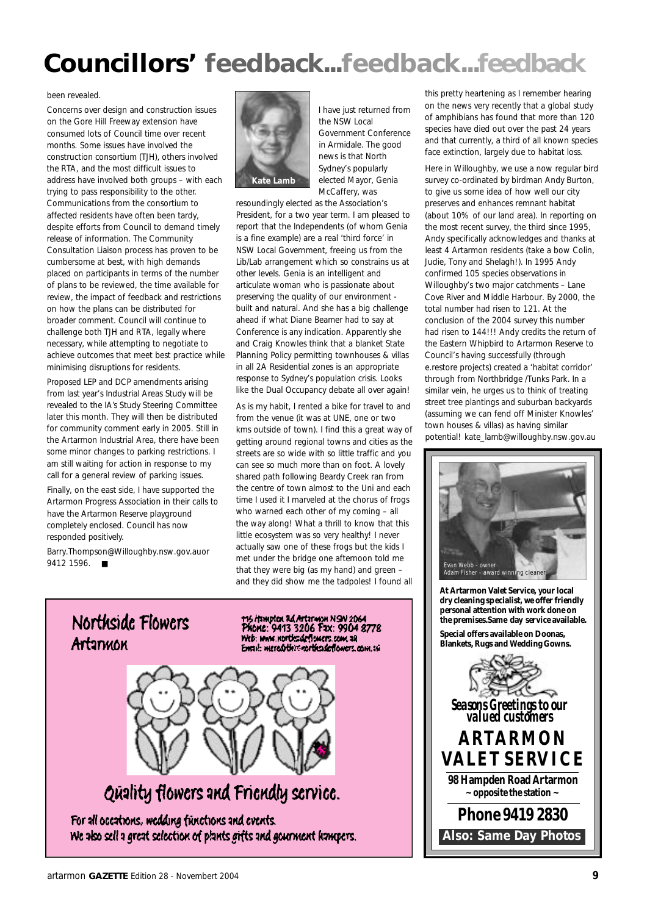# Councillors' feedback...feedback...feedback

been revealed.

Concerns over design and construction issues on the Gore Hill Freeway extension have consumed lots of Council time over recent months. Some issues have involved the construction consortium (TJH), others involved the RTA, and the most difficult issues to address have involved both groups – with each trying to pass responsibility to the other. Communications from the consortium to affected residents have often been tardy, despite efforts from Council to demand timely release of information. The Community Consultation Liaison process has proven to be cumbersome at best, with high demands placed on participants in terms of the number of plans to be reviewed, the time available for review, the impact of feedback and restrictions on how the plans can be distributed for broader comment. Council will continue to challenge both TJH and RTA, legally where necessary, while attempting to negotiate to achieve outcomes that meet best practice while minimising disruptions for residents.

Proposed LEP and DCP amendments arising from last year's Industrial Areas Study will be revealed to the IA's Study Steering Committee later this month. They will then be distributed for community comment early in 2005. Still in the Artarmon Industrial Area, there have been some minor changes to parking restrictions. I am still waiting for action in response to my call for a general review of parking issues.

Finally, on the east side, I have supported the Artarmon Progress Association in their calls to have the Artarmon Reserve playground completely enclosed. Council has now responded positively.

Barry.Thompson@Willoughby.nsw.gov.auor 9412 1596. ■

Kate Lamb

I have just returned from the NSW Local Government Conference in Armidale. The good news is that North Sydney's popularly elected Mayor, Genia McCaffery, was resoundingly elected as the Association's President, for a two year term. I am pleased to report that the Independents (of whom Genia is a fine example) are a real 'third force' in NSW Local Government, freeing us from the Lib/Lab arrangement which so constrains us at other levels. Genia is an intelligent and articulate woman who is passionate about preserving the quality of our environment - built and natural. And she has a big challenge ahead if what Diane Beamer had to say at Conference is any indication. Apparently she and Craig Knowles think that a blanket State Planning Policy permitting townhouses & villas in all 2A Residential zones is an appropriate response to Sydney's population crisis. Looks like the Dual Occupancy debate all over again!

As is my habit, I rented a bike for travel to and from the venue (it was at UNE, one or two kms outside of town). I find this a great way of getting around regional towns and cities as the streets are so wide with so little traffic and you can see so much more than on foot. A lovely shared path following Beardy Creek ran from the centre of town almost to the Uni and each time I used it I marveled at the chorus of frogs who warned each other of my coming – all the way along! What a thrill to know that this little ecosystem was so very healthy! I never actually saw one of these frogs but the kids I met under the bridge one afternoon told me that they were big (as my hand) and green – and they did show me the tadpoles! I found all this pretty heartening as I remember hearing on the news very recently that a global study of amphibians has found that more than 120 species have died out over the past 24 years and that currently, a third of all known species face extinction, largely due to habitat loss.

Here in Willoughby, we use a now regular bird survey co-ordinated by birdman Andy Burton, to give us some idea of how well our city preserves and enhances remnant habitat (about 10% of our land area). In reporting on the most recent survey, the third since 1995, Andy specifically acknowledges and thanks at least 4 Artarmon residents (take a bow Colin, Judie, Tony and Shelagh!). In 1995 Andy confirmed 105 species observations in Willoughby's two major catchments – Lane Cove River and Middle Harbour. By 2000, the total number had risen to 121. At the conclusion of the 2004 survey this number had risen to 144!!! Andy credits the return of the Eastern Whipbird to Artarmon Reserve to Council's having successfully (through e.restore projects) created a 'habitat corridor' through from Northbridge /Tunks Park. In a similar vein, he urges us to think of treating street tree plantings and suburban backyards (assuming we can fend off Minister Knowles' town houses & villas) as having similar potential! kate_lamb@willoughby.nsw.gov.au

---

**Northside Flowers Artarmon**

115 Hampden Rd Artarmon NSW 2064
Phone: 9413 3206 Fax: 9904 8778
Web: www.northsideflowers.com.au
Email: meredith@northsideflowers.com.au

Quality flowers and Friendly service.

For all occasions, wedding functions and events.
We also sell a great selection of plants gifts and gourmet hampers.

---

Evan Webb - owner
Adam Fisher - award winning cleaner

**At Artarmon Valet Service, your local dry cleaning specialist, we offer friendly personal attention with work done on the premises. Same day service available.**

**Special offers available on Doonas, Blankets, Rugs and Wedding Gowns.**

*Seasons Greetings to our valued customers*

**ARTARMON VALET SERVICE**

**98 Hampden Road Artarmon**
**~ opposite the station ~**

**Phone 9419 2830**

**Also: Same Day Photos**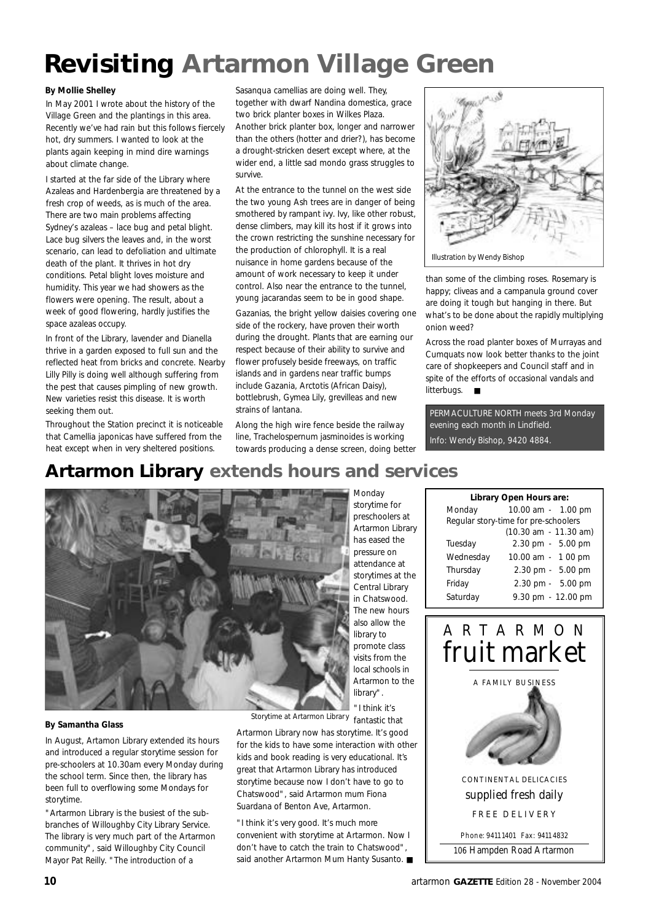# Revisiting Artarmon Village Green

**By Mollie Shelley**

In May 2001 I wrote about the history of the Village Green and the plantings in this area. Recently we've had rain but this follows fiercely hot, dry summers. I wanted to look at the plants again keeping in mind dire warnings about climate change.

I started at the far side of the Library where Azaleas and Hardenbergia are threatened by a fresh crop of weeds, as is much of the area. There are two main problems affecting Sydney's azaleas – lace bug and petal blight. Lace bug silvers the leaves and, in the worst scenario, can lead to defoliation and ultimate death of the plant. It thrives in hot dry conditions. Petal blight loves moisture and humidity. This year we had showers as the flowers were opening. The result, about a week of good flowering, hardly justifies the space azaleas occupy.

In front of the Library, lavender and Dianella thrive in a garden exposed to full sun and the reflected heat from bricks and concrete. Nearby Lilly Pilly is doing well although suffering from the pest that causes pimpling of new growth. New varieties resist this disease. It is worth seeking them out.

Throughout the Station precinct it is noticeable that Camellia japonicas have suffered from the heat except when in very sheltered positions.

Sasanqua camellias are doing well. They, together with dwarf Nandina domestica, grace two brick planter boxes in Wilkes Plaza. Another brick planter box, longer and narrower than the others (hotter and drier?), has become a drought-stricken desert except where, at the wider end, a little sad mondo grass struggles to survive.

At the entrance to the tunnel on the west side the two young Ash trees are in danger of being smothered by rampant ivy. Ivy, like other robust, dense climbers, may kill its host if it grows into the crown restricting the sunshine necessary for the production of chlorophyll. It is a real nuisance in home gardens because of the amount of work necessary to keep it under control. Also near the entrance to the tunnel, young jacarandas seem to be in good shape.

Gazanias, the bright yellow daisies covering one side of the rockery, have proven their worth during the drought. Plants that are earning our respect because of their ability to survive and flower profusely beside freeways, on traffic islands and in gardens near traffic bumps include Gazania, Arctotis (African Daisy), bottlebrush, Gymea Lily, grevilleas and new strains of lantana.

Along the high wire fence beside the railway line, Trachelospernum jasminoides is working towards producing a dense screen, doing better than some of the climbing roses. Rosemary is happy; cliveas and a campanula ground cover are doing it tough but hanging in there. But what's to be done about the rapidly multiplying onion weed?

Across the road planter boxes of Murrayas and Cumquats now look better thanks to the joint care of shopkeepers and Council staff and in spite of the efforts of occasional vandals and litterbugs. ■

Illustration by Wendy Bishop

PERMACULTURE NORTH meets 3rd Monday evening each month in Lindfield.
Info: Wendy Bishop, 9420 4884.

## Artarmon Library extends hours and services

**By Samantha Glass**

In August, Artamon Library extended its hours and introduced a regular storytime session for pre-schoolers at 10.30am every Monday during the school term. Since then, the library has been full to overflowing some Mondays for storytime.

"Artarmon Library is the busiest of the sub-branches of Willoughby City Library Service. The library is very much part of the Artarmon community", said Willoughby City Council Mayor Pat Reilly. "The introduction of a Monday storytime for preschoolers at Artarmon Library has eased the pressure on attendance at storytimes at the Central Library in Chatswood. The new hours also allow the library to promote class visits from the local schools in Artarmon to the library".

Storytime at Artarmon Library

"I think it's fantastic that Artarmon Library now has storytime. It's good for the kids to have some interaction with other kids and book reading is very educational. It's great that Artarmon Library has introduced storytime because now I don't have to go to Chatswood", said Artarmon mum Fiona Suardana of Benton Ave, Artarmon.

"I think it's very good. It's much more convenient with storytime at Artarmon. Now I don't have to catch the train to Chatswood", said another Artarmon Mum Hanty Susanto. ■

**Library Open Hours are:**

| Day | Hours |
|---|---|
| Monday | 10.00 am - 1.00 pm |
| Regular story-time for pre-schoolers | (10.30 am - 11.30 am) |
| Tuesday | 2.30 pm - 5.00 pm |
| Wednesday | 10.00 am - 1 00 pm |
| Thursday | 2.30 pm - 5.00 pm |
| Friday | 2.30 pm - 5.00 pm |
| Saturday | 9.30 pm - 12.00 pm |

ARTARMON
fruit market

A FAMILY BUSINESS

CONTINENTAL DELICACIES
supplied fresh daily
FREE DELIVERY

Phone: 94111401 Fax: 94114832
106 Hampden Road Artarmon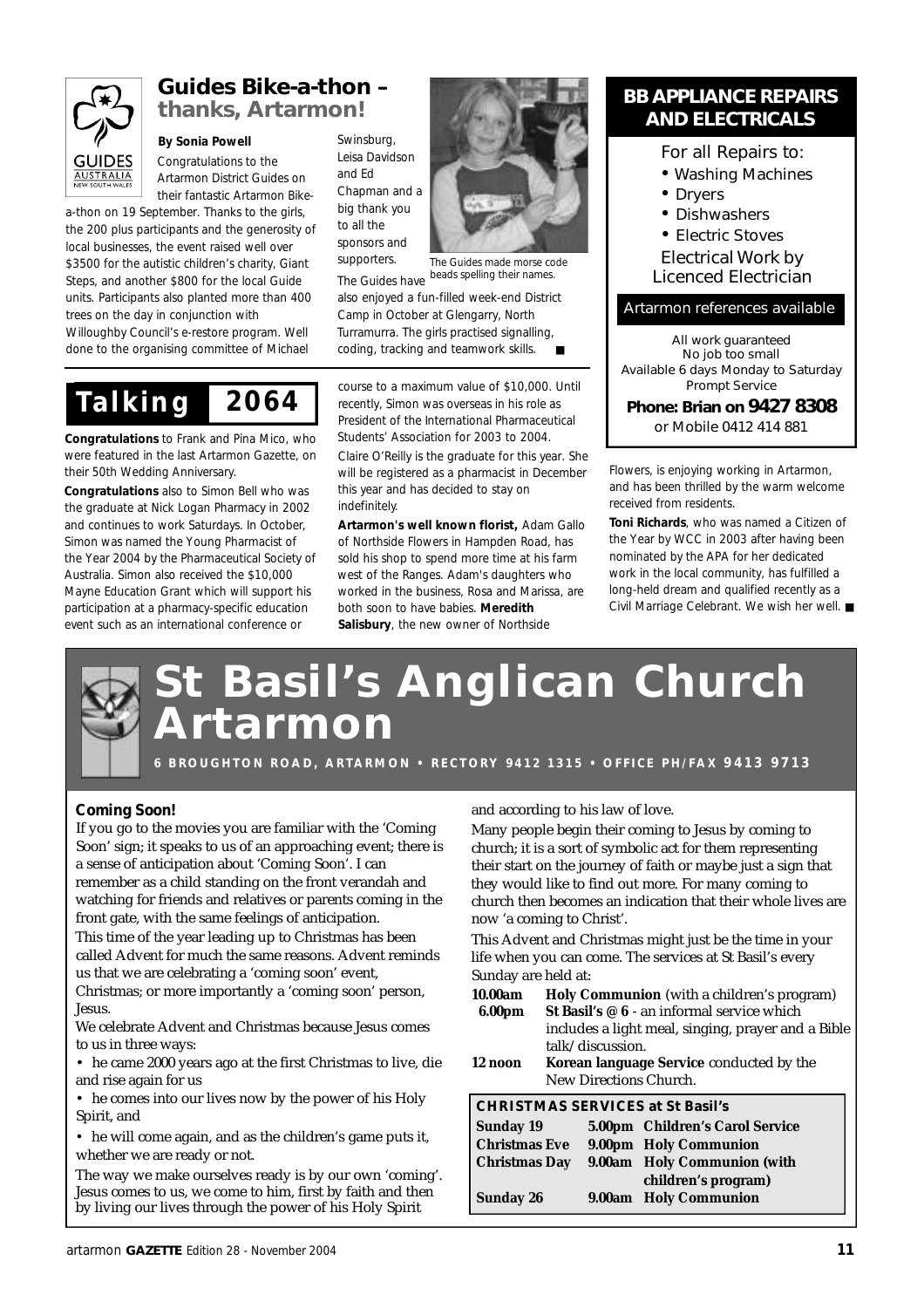## Guides Bike-a-thon – thanks, Artarmon!

**By Sonia Powell**

Congratulations to the Artarmon District Guides on their fantastic Artarmon Bike-a-thon on 19 September. Thanks to the girls, the 200 plus participants and the generosity of local businesses, the event raised well over $3500 for the autistic children's charity, Giant Steps, and another $800 for the local Guide units. Participants also planted more than 400 trees on the day in conjunction with Willoughby Council's e-restore program. Well done to the organising committee of Michael Swinsburg, Leisa Davidson and Ed Chapman and a big thank you to all the sponsors and supporters.

The Guides made morse code beads spelling their names.

The Guides have also enjoyed a fun-filled week-end District Camp in October at Glengarry, North Turramurra. The girls practised signalling, coding, tracking and teamwork skills. ■

## BB APPLIANCE REPAIRS AND ELECTRICALS

For all Repairs to:

- Washing Machines
- Dryers
- Dishwashers
- Electric Stoves

Electrical Work by Licenced Electrician

Artarmon references available

All work guaranteed
No job too small
Available 6 days Monday to Saturday
Prompt Service

**Phone: Brian on 9427 8308**
or Mobile 0412 414 881

## Talking 2064

**Congratulations** to Frank and Pina Mico, who were featured in the last Artarmon Gazette, on their 50th Wedding Anniversary.

**Congratulations** also to Simon Bell who was the graduate at Nick Logan Pharmacy in 2002 and continues to work Saturdays. In October, Simon was named the Young Pharmacist of the Year 2004 by the Pharmaceutical Society of Australia. Simon also received the $10,000 Mayne Education Grant which will support his participation at a pharmacy-specific education event such as an international conference or course to a maximum value of $10,000. Until recently, Simon was overseas in his role as President of the International Pharmaceutical Students' Association for 2003 to 2004.

Claire O'Reilly is the graduate for this year. She will be registered as a pharmacist in December this year and has decided to stay on indefinitely.

**Artarmon's well known florist,** Adam Gallo of Northside Flowers in Hampden Road, has sold his shop to spend more time at his farm west of the Ranges. Adam's daughters who worked in the business, Rosa and Marissa, are both soon to have babies. **Meredith Salisbury**, the new owner of Northside Flowers, is enjoying working in Artarmon, and has been thrilled by the warm welcome received from residents.

**Toni Richards**, who was named a Citizen of the Year by WCC in 2003 after having been nominated by the APA for her dedicated work in the local community, has fulfilled a long-held dream and qualified recently as a Civil Marriage Celebrant. We wish her well. ■

# St Basil's Anglican Church Artarmon

**6 BROUGHTON ROAD, ARTARMON • RECTORY 9412 1315 • OFFICE PH/FAX 9413 9713**

### Coming Soon!

If you go to the movies you are familiar with the 'Coming Soon' sign; it speaks to us of an approaching event; there is a sense of anticipation about 'Coming Soon'. I can remember as a child standing on the front verandah and watching for friends and relatives or parents coming in the front gate, with the same feelings of anticipation.

This time of the year leading up to Christmas has been called Advent for much the same reasons. Advent reminds us that we are celebrating a 'coming soon' event, Christmas; or more importantly a 'coming soon' person, Jesus.

We celebrate Advent and Christmas because Jesus comes to us in three ways:

- he came 2000 years ago at the first Christmas to live, die and rise again for us
- he comes into our lives now by the power of his Holy Spirit, and
- he will come again, and as the children's game puts it, whether we are ready or not.

The way we make ourselves ready is by our own 'coming'. Jesus comes to us, we come to him, first by faith and then by living our lives through the power of his Holy Spirit and according to his law of love.

Many people begin their coming to Jesus by coming to church; it is a sort of symbolic act for them representing their start on the journey of faith or maybe just a sign that they would like to find out more. For many coming to church then becomes an indication that their whole lives are now 'a coming to Christ'.

This Advent and Christmas might just be the time in your life when you can come. The services at St Basil's every Sunday are held at:

**10.00am** **Holy Communion** (with a children's program)
**6.00pm** **St Basil's @ 6** - an informal service which includes a light meal, singing, prayer and a Bible talk/discussion.
**12 noon** **Korean language Service** conducted by the New Directions Church.

| CHRISTMAS SERVICES at St Basil's | | |
|---|---|---|
| **Sunday 19** | **5.00pm** | **Children's Carol Service** |
| **Christmas Eve** | **9.00pm** | **Holy Communion** |
| **Christmas Day** | **9.00am** | **Holy Communion (with children's program)** |
| **Sunday 26** | **9.00am** | **Holy Communion** |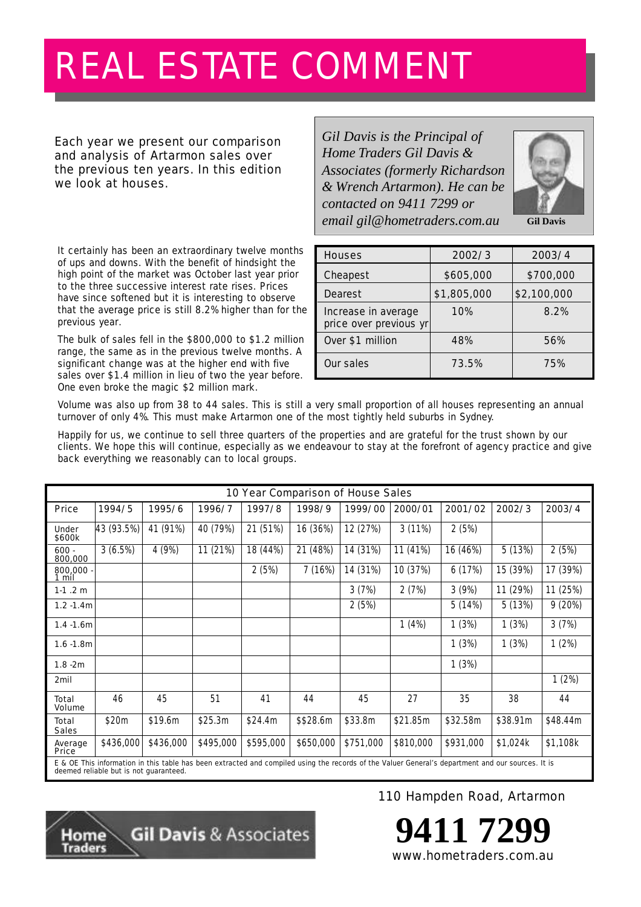# REAL ESTATE COMMENT

Each year we present our comparison and analysis of Artarmon sales over the previous ten years. In this edition we look at houses.

*Gil Davis is the Principal of Home Traders Gil Davis & Associates (formerly Richardson & Wrench Artarmon). He can be contacted on 9411 7299 or email gil@hometraders.com.au*

**Gil Davis**

It certainly has been an extraordinary twelve months of ups and downs. With the benefit of hindsight the high point of the market was October last year prior to the three successive interest rate rises. Prices have since softened but it is interesting to observe that the average price is still 8.2% higher than for the previous year.

The bulk of sales fell in the $800,000 to $1.2 million range, the same as in the previous twelve months. A significant change was at the higher end with five sales over $1.4 million in lieu of two the year before. One even broke the magic $2 million mark.

| Houses | 2002/3 | 2003/4 |
|---|---|---|
| Cheapest | $605,000 | $700,000 |
| Dearest | $1,805,000 | $2,100,000 |
| Increase in average price over previous yr | 10% | 8.2% |
| Over $1 million | 48% | 56% |
| Our sales | 73.5% | 75% |

Volume was also up from 38 to 44 sales. This is still a very small proportion of all houses representing an annual turnover of only 4%. This must make Artarmon one of the most tightly held suburbs in Sydney.

Happily for us, we continue to sell three quarters of the properties and are grateful for the trust shown by our clients. We hope this will continue, especially as we endeavour to stay at the forefront of agency practice and give back everything we reasonably can to local groups.

**10 Year Comparison of House Sales**

| Price | 1994/5 | 1995/6 | 1996/7 | 1997/8 | 1998/9 | 1999/00 | 2000/01 | 2001/02 | 2002/3 | 2003/4 |
|---|---|---|---|---|---|---|---|---|---|---|
| Under $600k | 43 (93.5%) | 41 (91%) | 40 (79%) | 21 (51%) | 16 (36%) | 12 (27%) | 3 (11%) | 2 (5%) | | |
| 600 - 800,000 | 3 (6.5%) | 4 (9%) | 11 (21%) | 18 (44%) | 21 (48%) | 14 (31%) | 11 (41%) | 16 (46%) | 5 (13%) | 2 (5%) |
| 800,000 - 1 mil | | | | 2 (5%) | 7 (16%) | 14 (31%) | 10 (37%) | 6 (17%) | 15 (39%) | 17 (39%) |
| 1-1 .2 m | | | | | | 3 (7%) | 2 (7%) | 3 (9%) | 11 (29%) | 11 (25%) |
| 1.2 -1.4m | | | | | | 2 (5%) | | 5 (14%) | 5 (13%) | 9 (20%) |
| 1.4 -1.6m | | | | | | | 1 (4%) | 1 (3%) | 1 (3%) | 3 (7%) |
| 1.6 -1.8m | | | | | | | | 1 (3%) | 1 (3%) | 1 (2%) |
| 1.8 -2m | | | | | | | | 1 (3%) | | |
| 2mil | | | | | | | | | | 1 (2%) |
| Total Volume | 46 | 45 | 51 | 41 | 44 | 45 | 27 | 35 | 38 | 44 |
| Total Sales | $20m | $19.6m | $25.3m | $24.4m | $$28.6m | $33.8m | $21.85m | $32.58m | $38.91m | $48.44m |
| Average Price | $436,000 | $436,000 | $495,000 | $595,000 | $650,000 | $751,000 | $810,000 | $931,000 | $1,024k | $1,108k |

E & OE This information in this table has been extracted and compiled using the records of the Valuer General's department and our sources. It is deemed reliable but is not guaranteed.

Home Traders Gil Davis & Associates

110 Hampden Road, Artarmon

**9411 7299**

www.hometraders.com.au